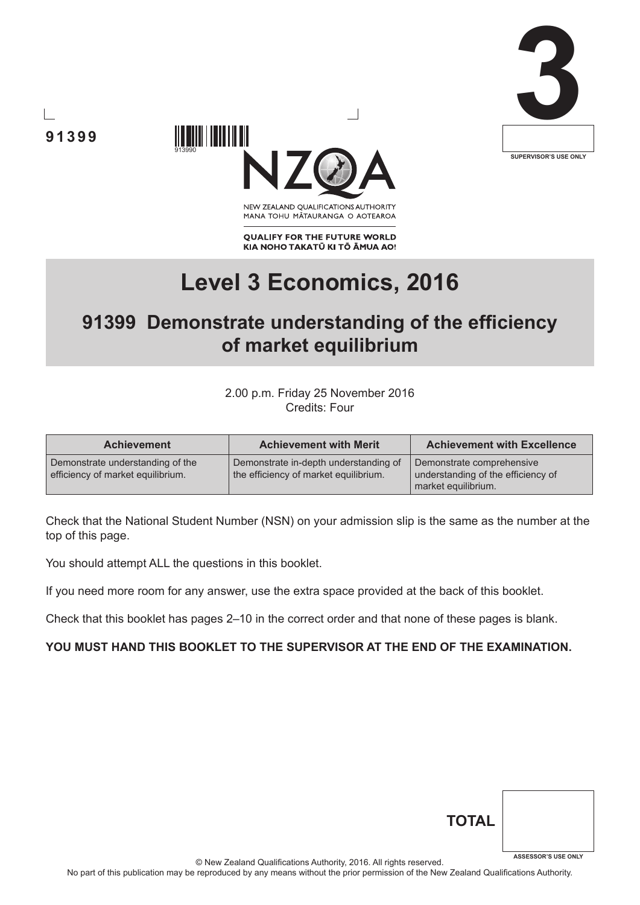91399

913990

NEW ZEALAND QUALIFICATIONS AUTHORITY
MANA TOHU MĀTAURANGA O AOTEAROA

**QUALIFY FOR THE FUTURE WORLD**
**KIA NOHO TAKATŪ KI TŌ ĀMUA AO!**

**3**

SUPERVISOR'S USE ONLY

# Level 3 Economics, 2016

## 91399 Demonstrate understanding of the efficiency of market equilibrium

2.00 p.m. Friday 25 November 2016
Credits: Four

| Achievement | Achievement with Merit | Achievement with Excellence |
|---|---|---|
| Demonstrate understanding of the efficiency of market equilibrium. | Demonstrate in-depth understanding of the efficiency of market equilibrium. | Demonstrate comprehensive understanding of the efficiency of market equilibrium. |

Check that the National Student Number (NSN) on your admission slip is the same as the number at the top of this page.

You should attempt ALL the questions in this booklet.

If you need more room for any answer, use the extra space provided at the back of this booklet.

Check that this booklet has pages 2–10 in the correct order and that none of these pages is blank.

**YOU MUST HAND THIS BOOKLET TO THE SUPERVISOR AT THE END OF THE EXAMINATION.**

**TOTAL**

ASSESSOR'S USE ONLY

© New Zealand Qualifications Authority, 2016. All rights reserved.
No part of this publication may be reproduced by any means without the prior permission of the New Zealand Qualifications Authority.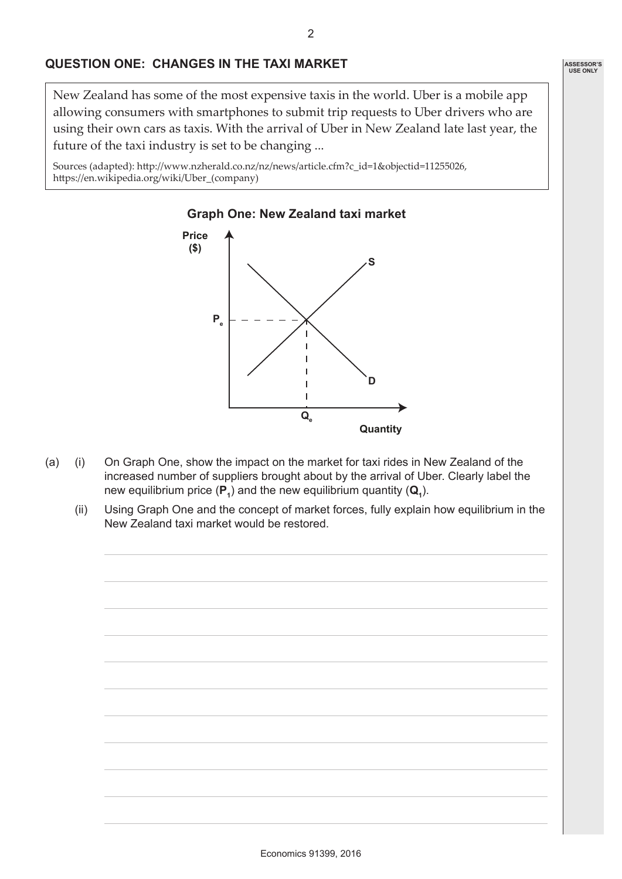## QUESTION ONE: CHANGES IN THE TAXI MARKET

New Zealand has some of the most expensive taxis in the world. Uber is a mobile app allowing consumers with smartphones to submit trip requests to Uber drivers who are using their own cars as taxis. With the arrival of Uber in New Zealand late last year, the future of the taxi industry is set to be changing ...

Sources (adapted): http://www.nzherald.co.nz/nz/news/article.cfm?c_id=1&objectid=11255026, https://en.wikipedia.org/wiki/Uber_(company)

**Graph One: New Zealand taxi market**

(a) (i) On Graph One, show the impact on the market for taxi rides in New Zealand of the increased number of suppliers brought about by the arrival of Uber. Clearly label the new equilibrium price (**$P_1$**) and the new equilibrium quantity (**$Q_1$**).

(ii) Using Graph One and the concept of market forces, fully explain how equilibrium in the New Zealand taxi market would be restored.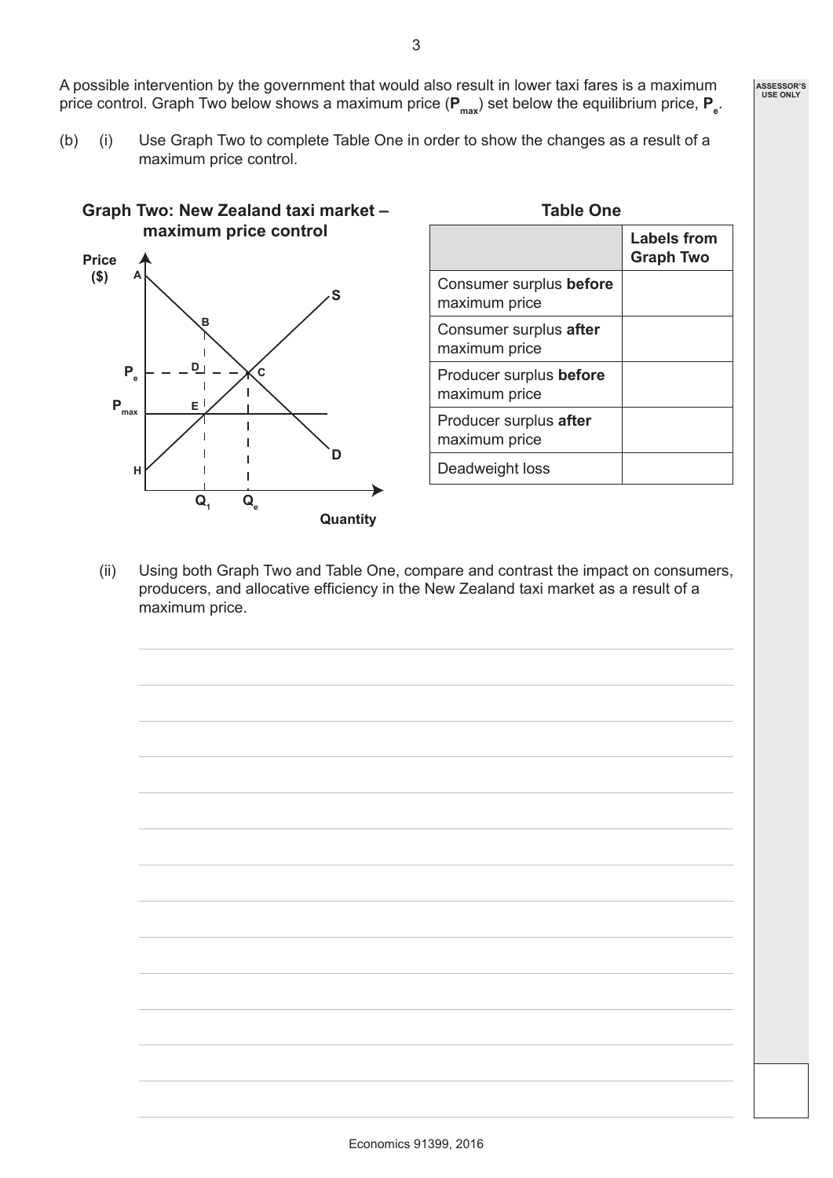A possible intervention by the government that would also result in lower taxi fares is a maximum price control. Graph Two below shows a maximum price ($P_{max}$) set below the equilibrium price, $P_e$.

(b) (i) Use Graph Two to complete Table One in order to show the changes as a result of a maximum price control.

**Graph Two: New Zealand taxi market – maximum price control**

**Table One**

| | Labels from Graph Two |
|---|---|
| Consumer surplus **before** maximum price | |
| Consumer surplus **after** maximum price | |
| Producer surplus **before** maximum price | |
| Producer surplus **after** maximum price | |
| Deadweight loss | |

(ii) Using both Graph Two and Table One, compare and contrast the impact on consumers, producers, and allocative efficiency in the New Zealand taxi market as a result of a maximum price.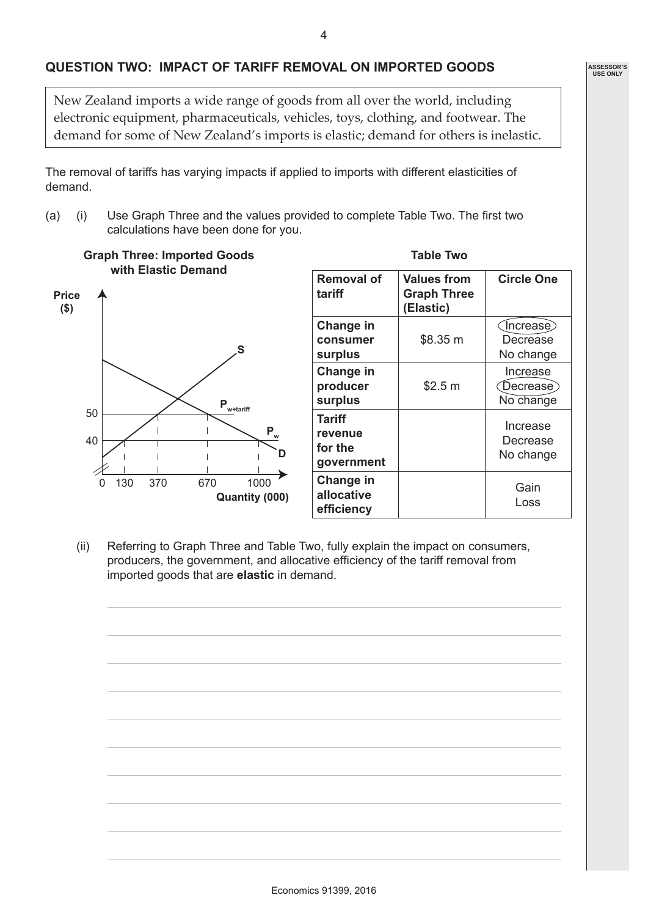## QUESTION TWO: IMPACT OF TARIFF REMOVAL ON IMPORTED GOODS

New Zealand imports a wide range of goods from all over the world, including electronic equipment, pharmaceuticals, vehicles, toys, clothing, and footwear. The demand for some of New Zealand's imports is elastic; demand for others is inelastic.

The removal of tariffs has varying impacts if applied to imports with different elasticities of demand.

(a) (i) Use Graph Three and the values provided to complete Table Two. The first two calculations have been done for you.

**Graph Three: Imported Goods with Elastic Demand**

**Table Two**

| Removal of tariff | Values from Graph Three (Elastic) | Circle One |
|---|---|---|
| Change in consumer surplus | \$8.35 m | Increase (circled) / Decrease / No change |
| Change in producer surplus | \$2.5 m | Increase / Decrease (circled) / No change |
| Tariff revenue for the government | | Increase / Decrease / No change |
| Change in allocative efficiency | | Gain / Loss |

(ii) Referring to Graph Three and Table Two, fully explain the impact on consumers, producers, the government, and allocative efficiency of the tariff removal from imported goods that are **elastic** in demand.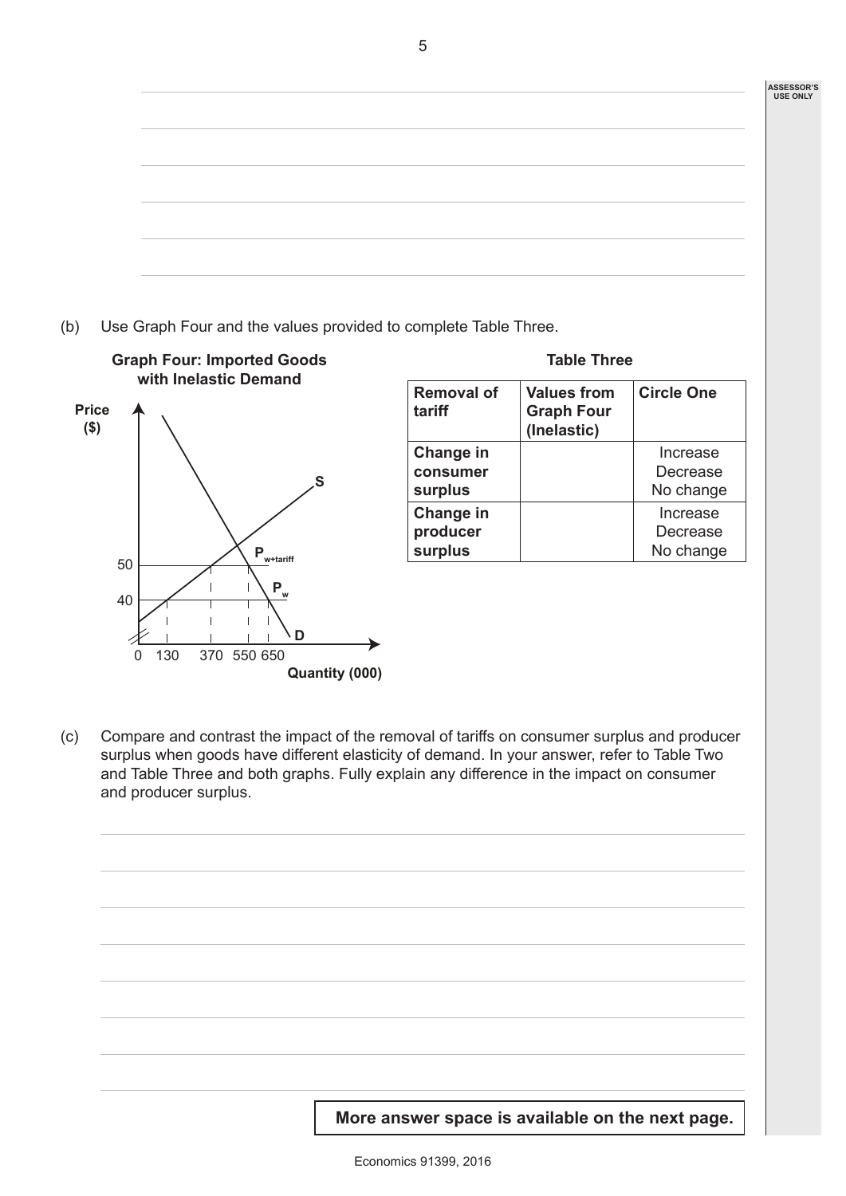(b) Use Graph Four and the values provided to complete Table Three.

**Graph Four: Imported Goods with Inelastic Demand**

**Table Three**

| Removal of tariff | Values from Graph Four (Inelastic) | Circle One |
| --- | --- | --- |
| Change in consumer surplus | | Increase<br>Decrease<br>No change |
| Change in producer surplus | | Increase<br>Decrease<br>No change |

(c) Compare and contrast the impact of the removal of tariffs on consumer surplus and producer surplus when goods have different elasticity of demand. In your answer, refer to Table Two and Table Three and both graphs. Fully explain any difference in the impact on consumer and producer surplus.

**More answer space is available on the next page.**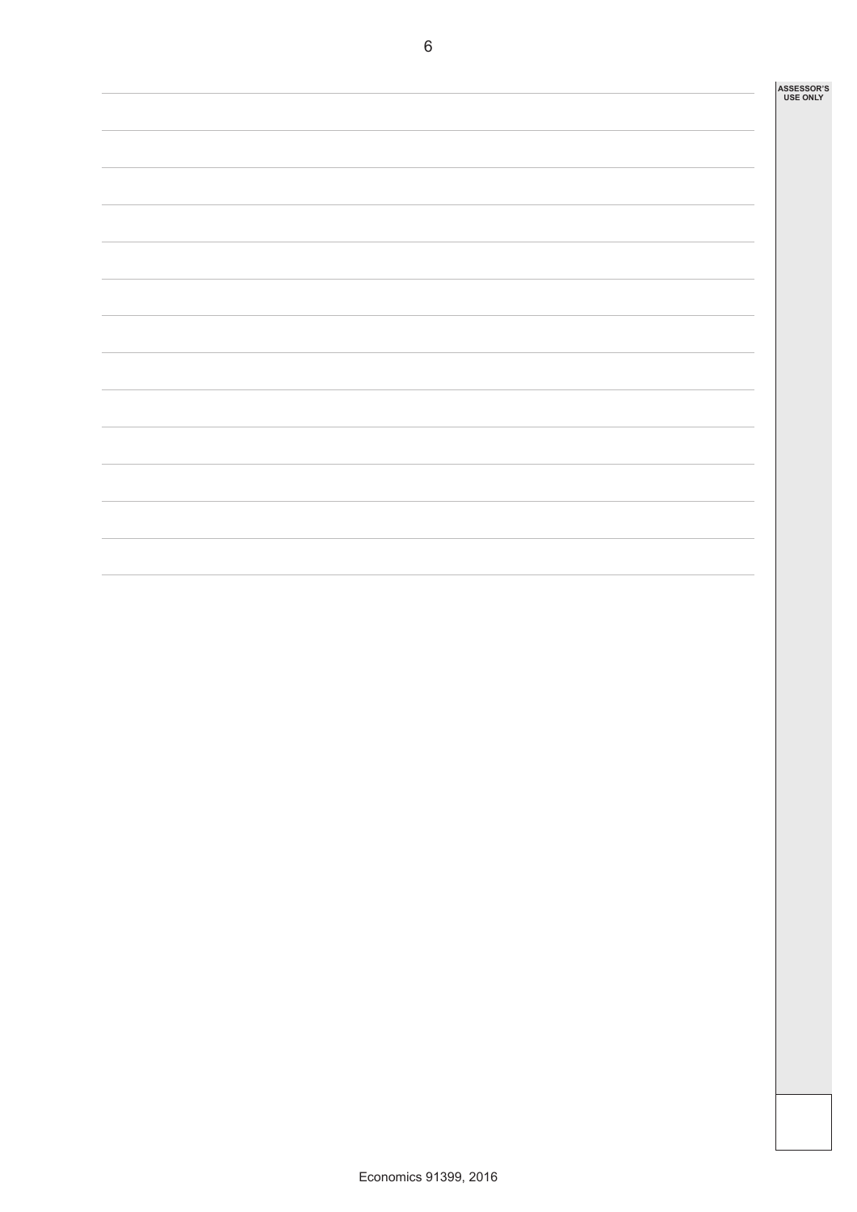ASSESSOR'S USE ONLY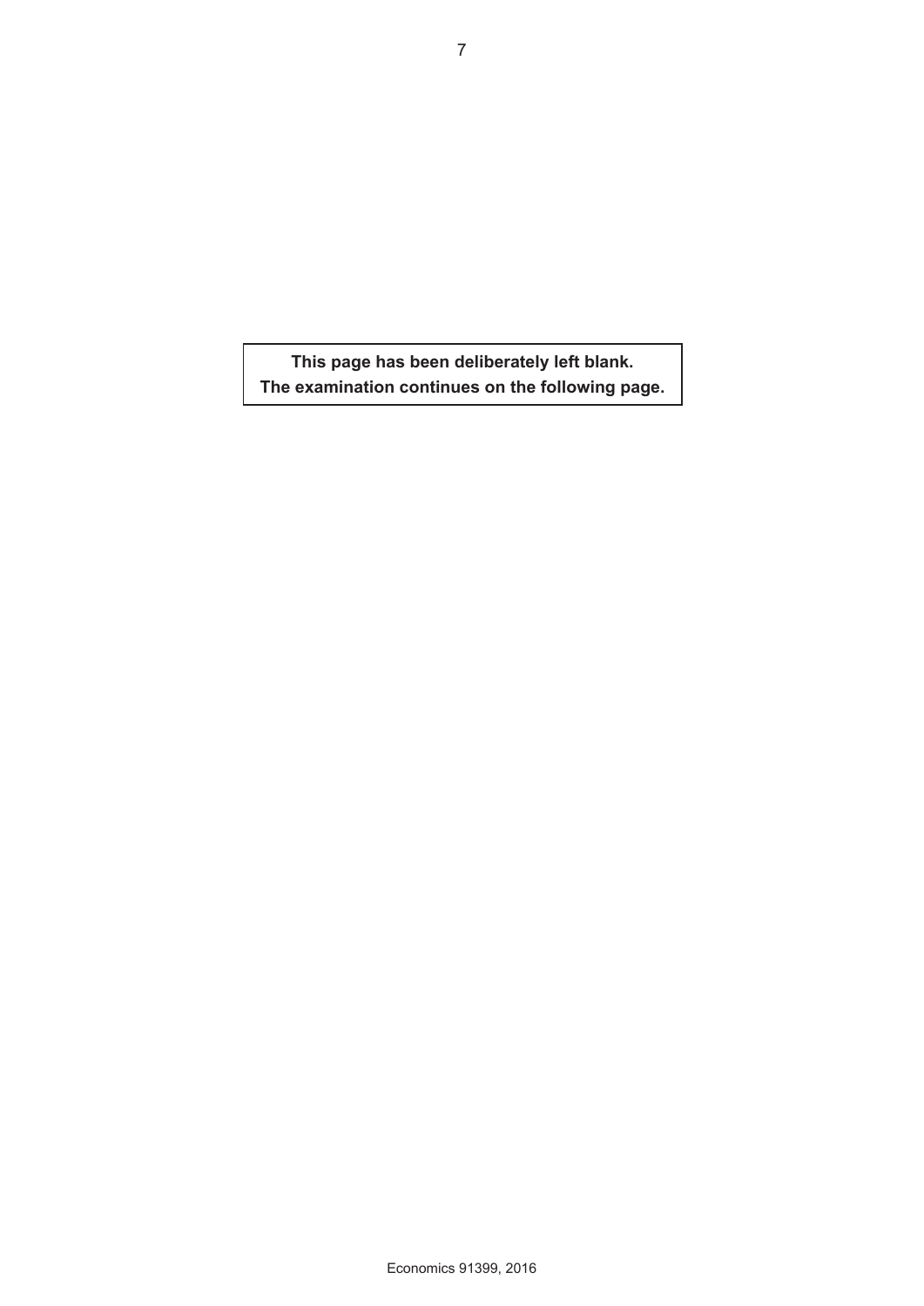**This page has been deliberately left blank.**
**The examination continues on the following page.**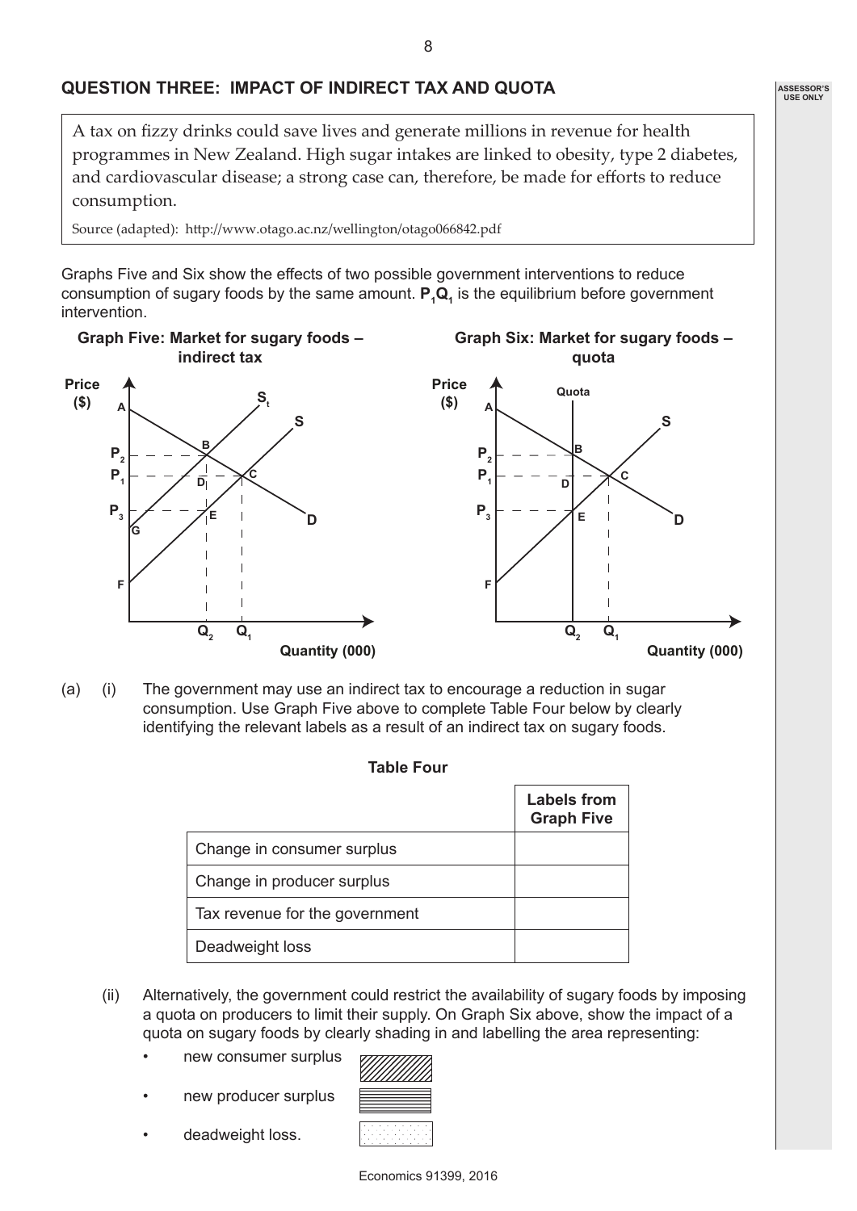## QUESTION THREE: IMPACT OF INDIRECT TAX AND QUOTA

> A tax on fizzy drinks could save lives and generate millions in revenue for health programmes in New Zealand. High sugar intakes are linked to obesity, type 2 diabetes, and cardiovascular disease; a strong case can, therefore, be made for efforts to reduce consumption.
>
> Source (adapted): http://www.otago.ac.nz/wellington/otago066842.pdf

Graphs Five and Six show the effects of two possible government interventions to reduce consumption of sugary foods by the same amount. $P_1Q_1$ is the equilibrium before government intervention.

**Graph Five: Market for sugary foods – indirect tax**

**Graph Six: Market for sugary foods – quota**

(a) (i) The government may use an indirect tax to encourage a reduction in sugar consumption. Use Graph Five above to complete Table Four below by clearly identifying the relevant labels as a result of an indirect tax on sugary foods.

**Table Four**

| | Labels from Graph Five |
|---|---|
| Change in consumer surplus | |
| Change in producer surplus | |
| Tax revenue for the government | |
| Deadweight loss | |

(ii) Alternatively, the government could restrict the availability of sugary foods by imposing a quota on producers to limit their supply. On Graph Six above, show the impact of a quota on sugary foods by clearly shading in and labelling the area representing:

- new consumer surplus
- new producer surplus
- deadweight loss.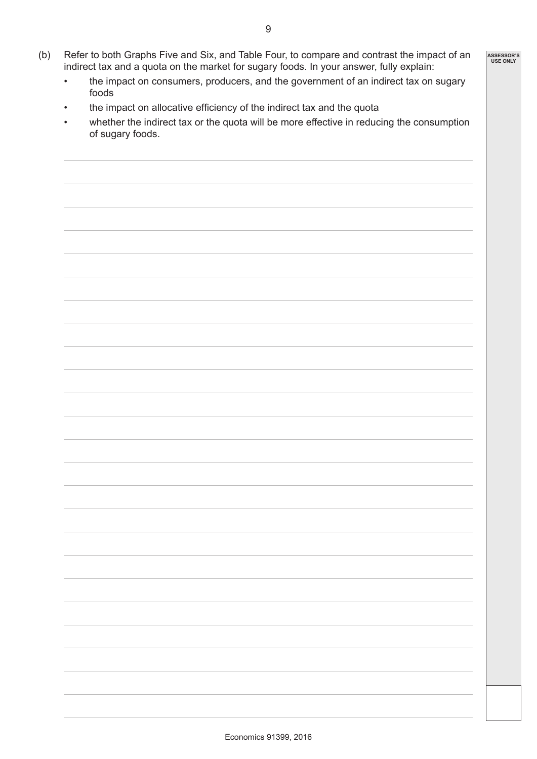(b) Refer to both Graphs Five and Six, and Table Four, to compare and contrast the impact of an indirect tax and a quota on the market for sugary foods. In your answer, fully explain:

- the impact on consumers, producers, and the government of an indirect tax on sugary foods
- the impact on allocative efficiency of the indirect tax and the quota
- whether the indirect tax or the quota will be more effective in reducing the consumption of sugary foods.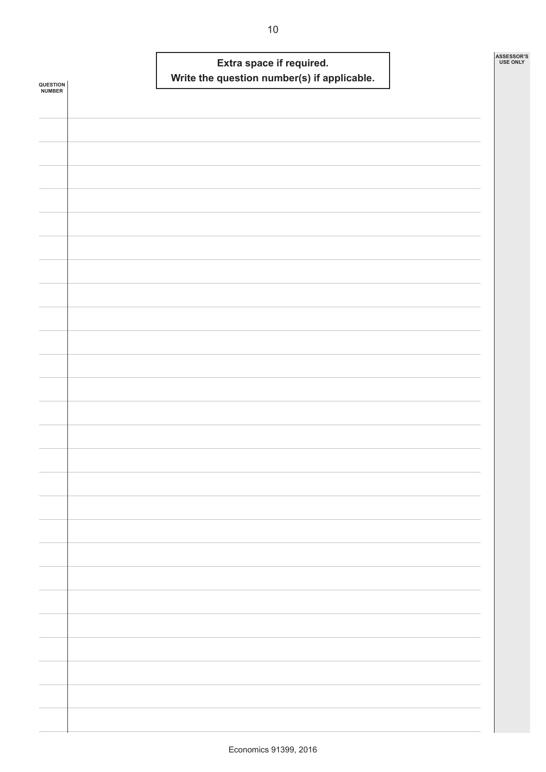**Extra space if required.**
**Write the question number(s) if applicable.**

QUESTION NUMBER

ASSESSOR'S USE ONLY